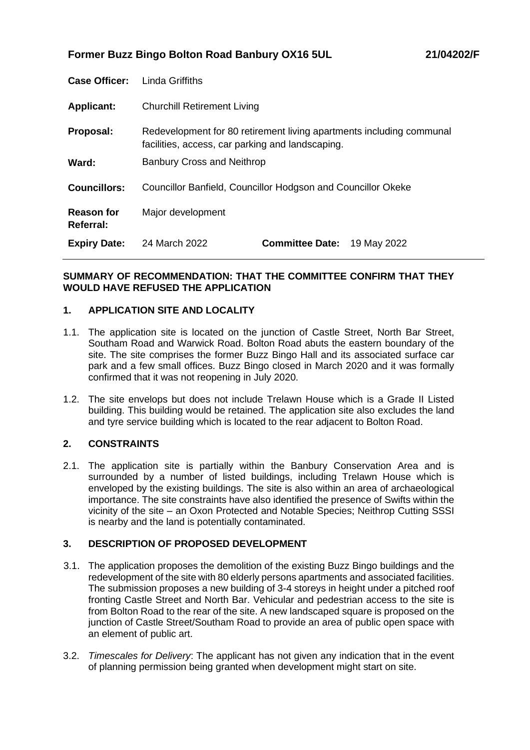**Former Buzz Bingo Bolton Road Banbury OX16 5UL** **21/04202/F**

| | |
|---|---|
| **Case Officer:** | Linda Griffiths |
| **Applicant:** | Churchill Retirement Living |
| **Proposal:** | Redevelopment for 80 retirement living apartments including communal facilities, access, car parking and landscaping. |
| **Ward:** | Banbury Cross and Neithrop |
| **Councillors:** | Councillor Banfield, Councillor Hodgson and Councillor Okeke |
| **Reason for Referral:** | Major development |
| **Expiry Date:** | 24 March 2022 **Committee Date:** 19 May 2022 |

**SUMMARY OF RECOMMENDATION: THAT THE COMMITTEE CONFIRM THAT THEY WOULD HAVE REFUSED THE APPLICATION**

## 1. APPLICATION SITE AND LOCALITY

1.1. The application site is located on the junction of Castle Street, North Bar Street, Southam Road and Warwick Road. Bolton Road abuts the eastern boundary of the site. The site comprises the former Buzz Bingo Hall and its associated surface car park and a few small offices. Buzz Bingo closed in March 2020 and it was formally confirmed that it was not reopening in July 2020.

1.2. The site envelops but does not include Trelawn House which is a Grade II Listed building. This building would be retained. The application site also excludes the land and tyre service building which is located to the rear adjacent to Bolton Road.

## 2. CONSTRAINTS

2.1. The application site is partially within the Banbury Conservation Area and is surrounded by a number of listed buildings, including Trelawn House which is enveloped by the existing buildings. The site is also within an area of archaeological importance. The site constraints have also identified the presence of Swifts within the vicinity of the site – an Oxon Protected and Notable Species; Neithrop Cutting SSSI is nearby and the land is potentially contaminated.

## 3. DESCRIPTION OF PROPOSED DEVELOPMENT

3.1. The application proposes the demolition of the existing Buzz Bingo buildings and the redevelopment of the site with 80 elderly persons apartments and associated facilities. The submission proposes a new building of 3-4 storeys in height under a pitched roof fronting Castle Street and North Bar. Vehicular and pedestrian access to the site is from Bolton Road to the rear of the site. A new landscaped square is proposed on the junction of Castle Street/Southam Road to provide an area of public open space with an element of public art.

3.2. *Timescales for Delivery*: The applicant has not given any indication that in the event of planning permission being granted when development might start on site.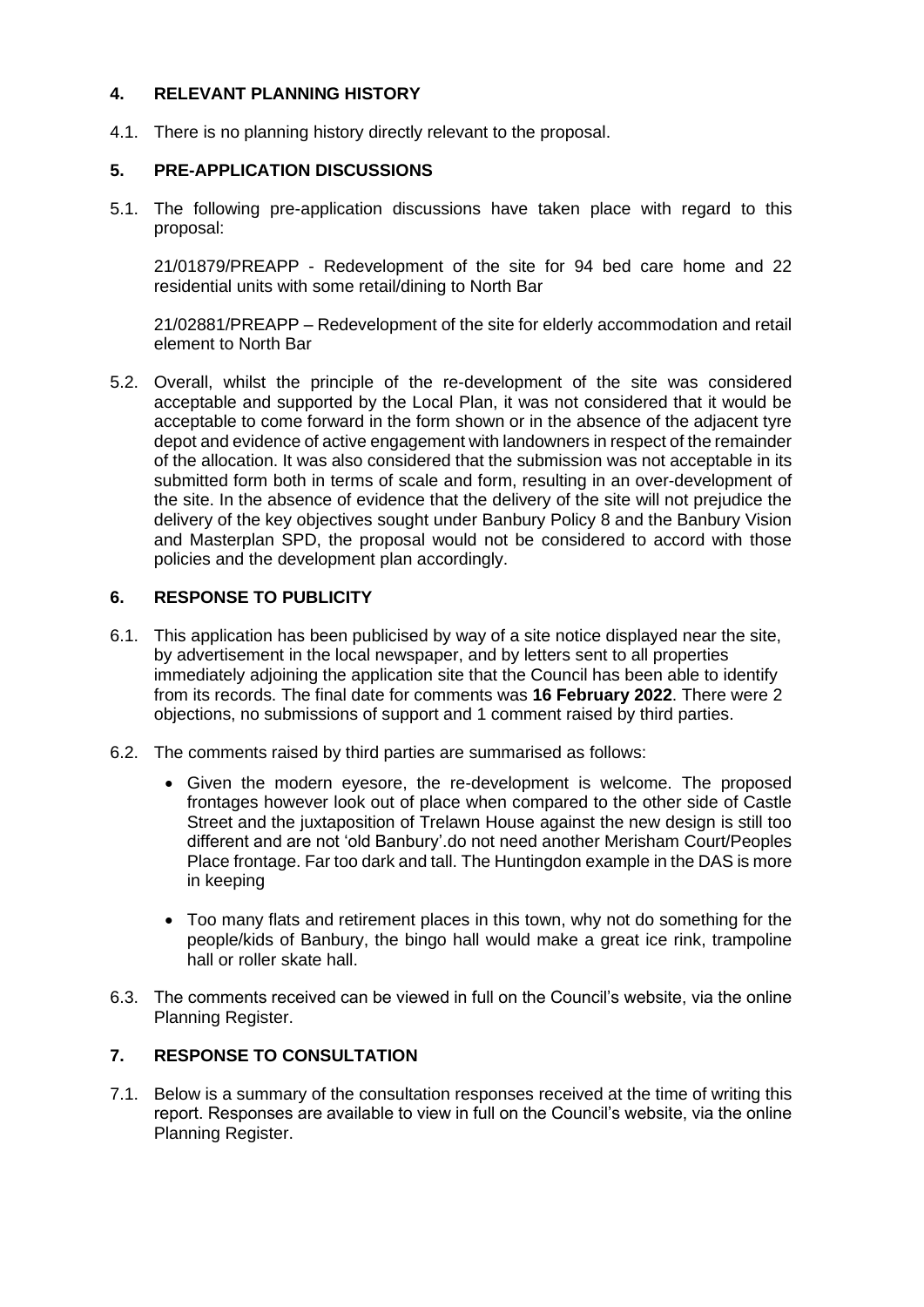## 4. RELEVANT PLANNING HISTORY

4.1. There is no planning history directly relevant to the proposal.

## 5. PRE-APPLICATION DISCUSSIONS

5.1. The following pre-application discussions have taken place with regard to this proposal:

21/01879/PREAPP - Redevelopment of the site for 94 bed care home and 22 residential units with some retail/dining to North Bar

21/02881/PREAPP – Redevelopment of the site for elderly accommodation and retail element to North Bar

5.2. Overall, whilst the principle of the re-development of the site was considered acceptable and supported by the Local Plan, it was not considered that it would be acceptable to come forward in the form shown or in the absence of the adjacent tyre depot and evidence of active engagement with landowners in respect of the remainder of the allocation. It was also considered that the submission was not acceptable in its submitted form both in terms of scale and form, resulting in an over-development of the site. In the absence of evidence that the delivery of the site will not prejudice the delivery of the key objectives sought under Banbury Policy 8 and the Banbury Vision and Masterplan SPD, the proposal would not be considered to accord with those policies and the development plan accordingly.

## 6. RESPONSE TO PUBLICITY

6.1. This application has been publicised by way of a site notice displayed near the site, by advertisement in the local newspaper, and by letters sent to all properties immediately adjoining the application site that the Council has been able to identify from its records. The final date for comments was **16 February 2022**. There were 2 objections, no submissions of support and 1 comment raised by third parties.

6.2. The comments raised by third parties are summarised as follows:

- Given the modern eyesore, the re-development is welcome. The proposed frontages however look out of place when compared to the other side of Castle Street and the juxtaposition of Trelawn House against the new design is still too different and are not 'old Banbury'.do not need another Merisham Court/Peoples Place frontage. Far too dark and tall. The Huntingdon example in the DAS is more in keeping
- Too many flats and retirement places in this town, why not do something for the people/kids of Banbury, the bingo hall would make a great ice rink, trampoline hall or roller skate hall.

6.3. The comments received can be viewed in full on the Council's website, via the online Planning Register.

## 7. RESPONSE TO CONSULTATION

7.1. Below is a summary of the consultation responses received at the time of writing this report. Responses are available to view in full on the Council's website, via the online Planning Register.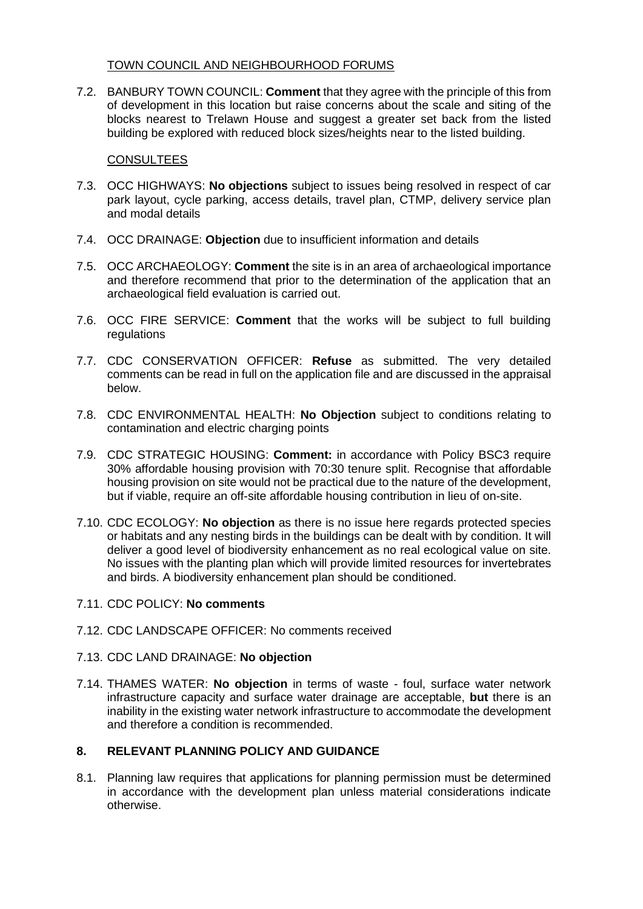TOWN COUNCIL AND NEIGHBOURHOOD FORUMS

7.2. BANBURY TOWN COUNCIL: **Comment** that they agree with the principle of this from of development in this location but raise concerns about the scale and siting of the blocks nearest to Trelawn House and suggest a greater set back from the listed building be explored with reduced block sizes/heights near to the listed building.

CONSULTEES

7.3. OCC HIGHWAYS: **No objections** subject to issues being resolved in respect of car park layout, cycle parking, access details, travel plan, CTMP, delivery service plan and modal details

7.4. OCC DRAINAGE: **Objection** due to insufficient information and details

7.5. OCC ARCHAEOLOGY: **Comment** the site is in an area of archaeological importance and therefore recommend that prior to the determination of the application that an archaeological field evaluation is carried out.

7.6. OCC FIRE SERVICE: **Comment** that the works will be subject to full building regulations

7.7. CDC CONSERVATION OFFICER: **Refuse** as submitted. The very detailed comments can be read in full on the application file and are discussed in the appraisal below.

7.8. CDC ENVIRONMENTAL HEALTH: **No Objection** subject to conditions relating to contamination and electric charging points

7.9. CDC STRATEGIC HOUSING: **Comment:** in accordance with Policy BSC3 require 30% affordable housing provision with 70:30 tenure split. Recognise that affordable housing provision on site would not be practical due to the nature of the development, but if viable, require an off-site affordable housing contribution in lieu of on-site.

7.10. CDC ECOLOGY: **No objection** as there is no issue here regards protected species or habitats and any nesting birds in the buildings can be dealt with by condition. It will deliver a good level of biodiversity enhancement as no real ecological value on site. No issues with the planting plan which will provide limited resources for invertebrates and birds. A biodiversity enhancement plan should be conditioned.

7.11. CDC POLICY: **No comments**

7.12. CDC LANDSCAPE OFFICER: No comments received

7.13. CDC LAND DRAINAGE: **No objection**

7.14. THAMES WATER: **No objection** in terms of waste - foul, surface water network infrastructure capacity and surface water drainage are acceptable, **but** there is an inability in the existing water network infrastructure to accommodate the development and therefore a condition is recommended.

## 8. RELEVANT PLANNING POLICY AND GUIDANCE

8.1. Planning law requires that applications for planning permission must be determined in accordance with the development plan unless material considerations indicate otherwise.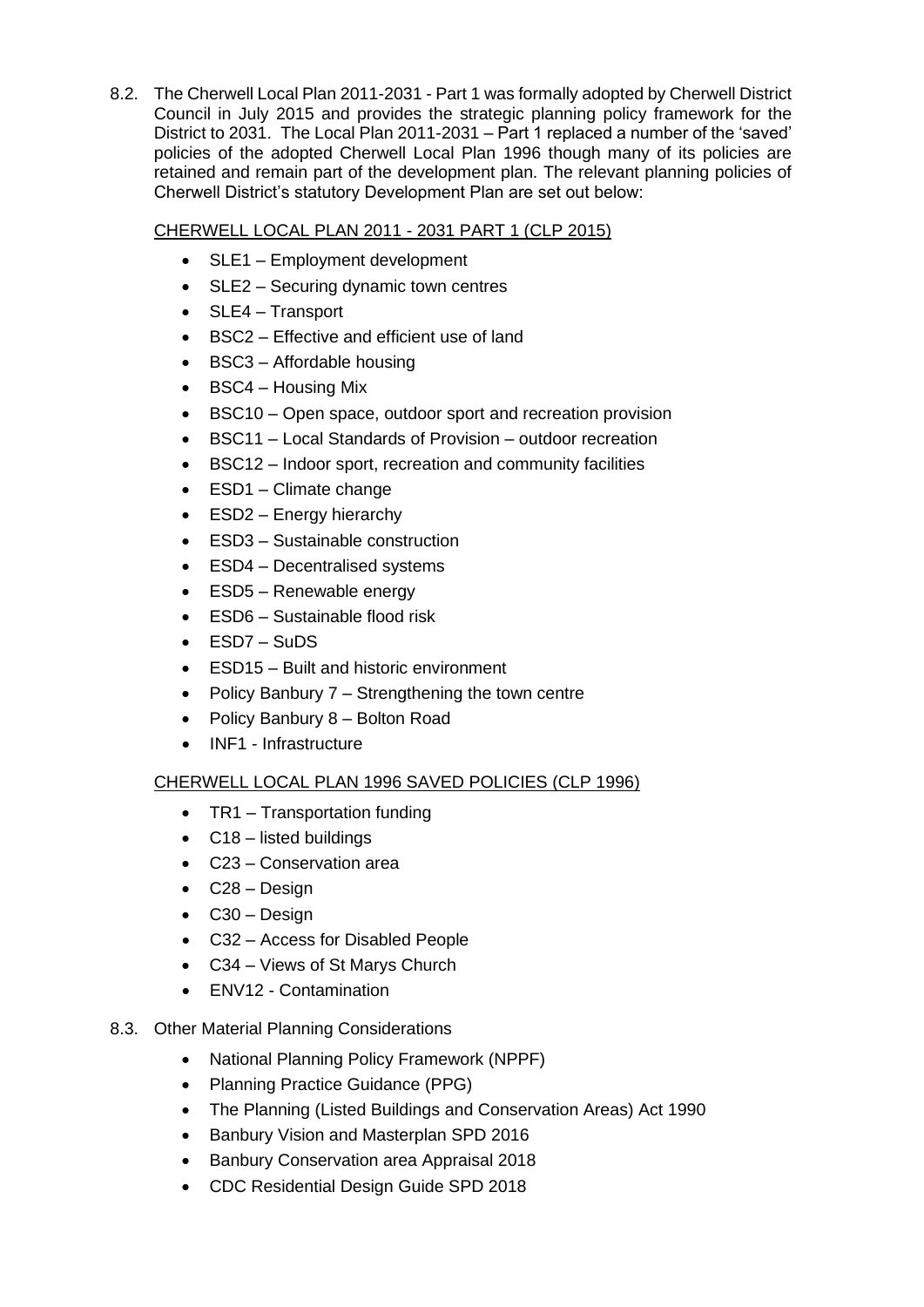8.2. The Cherwell Local Plan 2011-2031 - Part 1 was formally adopted by Cherwell District Council in July 2015 and provides the strategic planning policy framework for the District to 2031. The Local Plan 2011-2031 – Part 1 replaced a number of the 'saved' policies of the adopted Cherwell Local Plan 1996 though many of its policies are retained and remain part of the development plan. The relevant planning policies of Cherwell District's statutory Development Plan are set out below:

CHERWELL LOCAL PLAN 2011 - 2031 PART 1 (CLP 2015)

- SLE1 – Employment development
- SLE2 – Securing dynamic town centres
- SLE4 – Transport
- BSC2 – Effective and efficient use of land
- BSC3 – Affordable housing
- BSC4 – Housing Mix
- BSC10 – Open space, outdoor sport and recreation provision
- BSC11 – Local Standards of Provision – outdoor recreation
- BSC12 – Indoor sport, recreation and community facilities
- ESD1 – Climate change
- ESD2 – Energy hierarchy
- ESD3 – Sustainable construction
- ESD4 – Decentralised systems
- ESD5 – Renewable energy
- ESD6 – Sustainable flood risk
- ESD7 – SuDS
- ESD15 – Built and historic environment
- Policy Banbury 7 – Strengthening the town centre
- Policy Banbury 8 – Bolton Road
- INF1 - Infrastructure

CHERWELL LOCAL PLAN 1996 SAVED POLICIES (CLP 1996)

- TR1 – Transportation funding
- C18 – listed buildings
- C23 – Conservation area
- C28 – Design
- C30 – Design
- C32 – Access for Disabled People
- C34 – Views of St Marys Church
- ENV12 - Contamination

8.3. Other Material Planning Considerations

- National Planning Policy Framework (NPPF)
- Planning Practice Guidance (PPG)
- The Planning (Listed Buildings and Conservation Areas) Act 1990
- Banbury Vision and Masterplan SPD 2016
- Banbury Conservation area Appraisal 2018
- CDC Residential Design Guide SPD 2018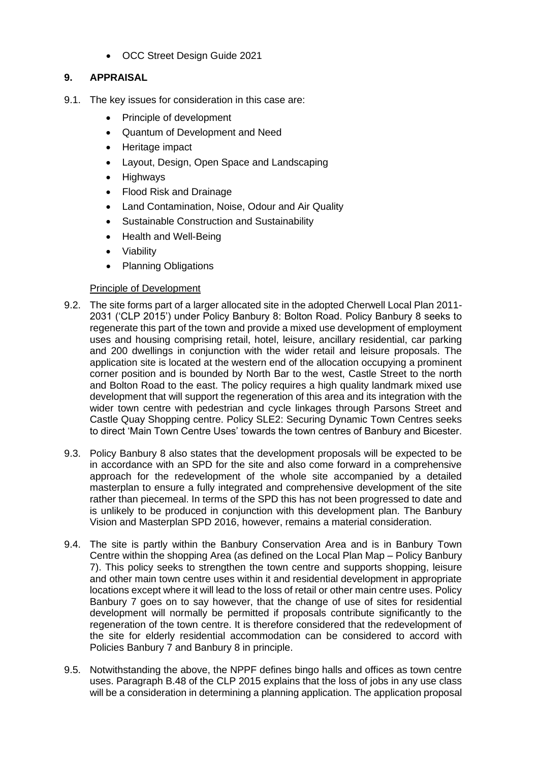- OCC Street Design Guide 2021

## 9. APPRAISAL

9.1. The key issues for consideration in this case are:

- Principle of development
- Quantum of Development and Need
- Heritage impact
- Layout, Design, Open Space and Landscaping
- Highways
- Flood Risk and Drainage
- Land Contamination, Noise, Odour and Air Quality
- Sustainable Construction and Sustainability
- Health and Well-Being
- Viability
- Planning Obligations

Principle of Development

9.2. The site forms part of a larger allocated site in the adopted Cherwell Local Plan 2011-2031 ('CLP 2015') under Policy Banbury 8: Bolton Road. Policy Banbury 8 seeks to regenerate this part of the town and provide a mixed use development of employment uses and housing comprising retail, hotel, leisure, ancillary residential, car parking and 200 dwellings in conjunction with the wider retail and leisure proposals. The application site is located at the western end of the allocation occupying a prominent corner position and is bounded by North Bar to the west, Castle Street to the north and Bolton Road to the east. The policy requires a high quality landmark mixed use development that will support the regeneration of this area and its integration with the wider town centre with pedestrian and cycle linkages through Parsons Street and Castle Quay Shopping centre. Policy SLE2: Securing Dynamic Town Centres seeks to direct 'Main Town Centre Uses' towards the town centres of Banbury and Bicester.

9.3. Policy Banbury 8 also states that the development proposals will be expected to be in accordance with an SPD for the site and also come forward in a comprehensive approach for the redevelopment of the whole site accompanied by a detailed masterplan to ensure a fully integrated and comprehensive development of the site rather than piecemeal. In terms of the SPD this has not been progressed to date and is unlikely to be produced in conjunction with this development plan. The Banbury Vision and Masterplan SPD 2016, however, remains a material consideration.

9.4. The site is partly within the Banbury Conservation Area and is in Banbury Town Centre within the shopping Area (as defined on the Local Plan Map – Policy Banbury 7). This policy seeks to strengthen the town centre and supports shopping, leisure and other main town centre uses within it and residential development in appropriate locations except where it will lead to the loss of retail or other main centre uses. Policy Banbury 7 goes on to say however, that the change of use of sites for residential development will normally be permitted if proposals contribute significantly to the regeneration of the town centre. It is therefore considered that the redevelopment of the site for elderly residential accommodation can be considered to accord with Policies Banbury 7 and Banbury 8 in principle.

9.5. Notwithstanding the above, the NPPF defines bingo halls and offices as town centre uses. Paragraph B.48 of the CLP 2015 explains that the loss of jobs in any use class will be a consideration in determining a planning application. The application proposal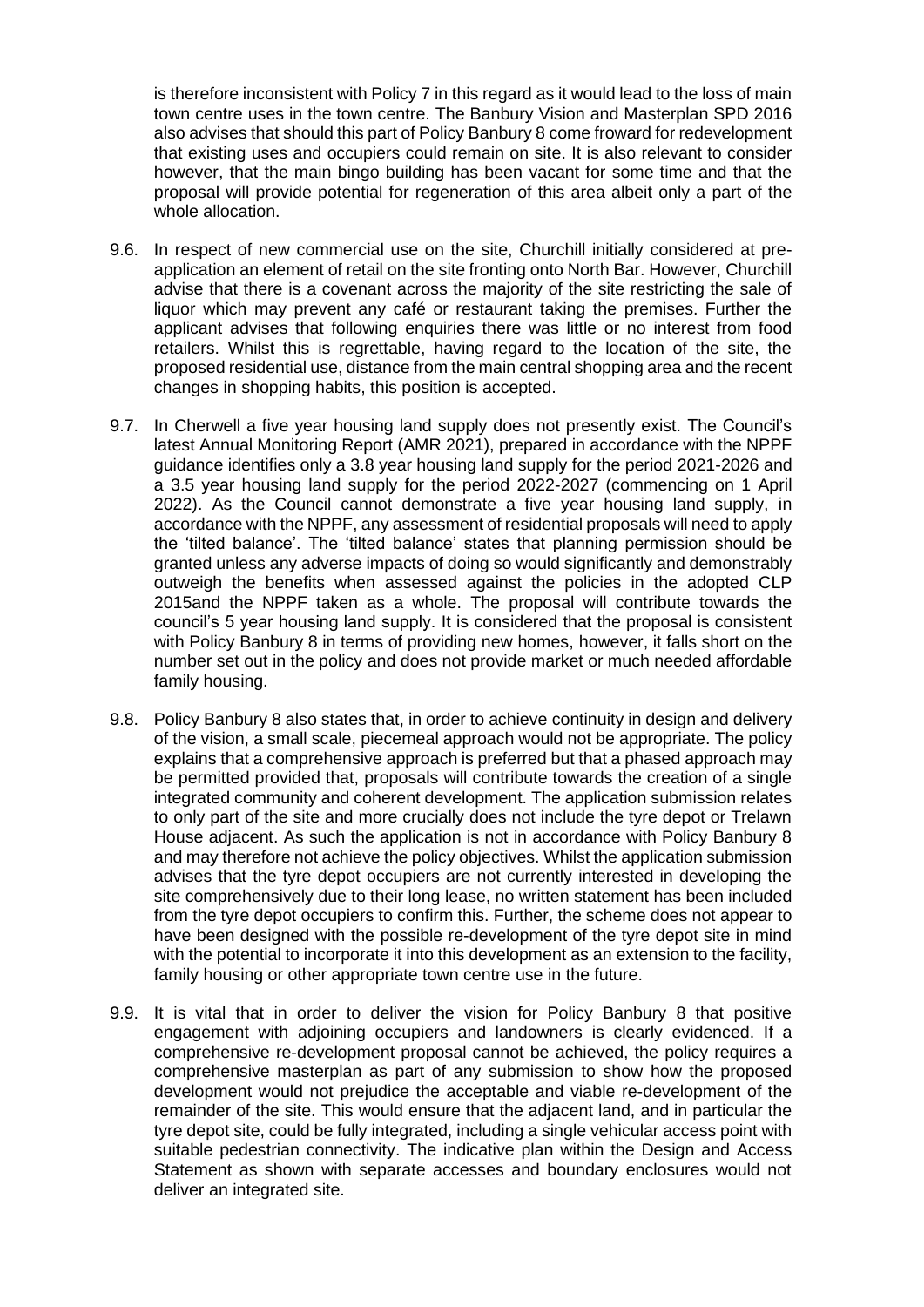is therefore inconsistent with Policy 7 in this regard as it would lead to the loss of main town centre uses in the town centre. The Banbury Vision and Masterplan SPD 2016 also advises that should this part of Policy Banbury 8 come froward for redevelopment that existing uses and occupiers could remain on site. It is also relevant to consider however, that the main bingo building has been vacant for some time and that the proposal will provide potential for regeneration of this area albeit only a part of the whole allocation.

9.6. In respect of new commercial use on the site, Churchill initially considered at pre-application an element of retail on the site fronting onto North Bar. However, Churchill advise that there is a covenant across the majority of the site restricting the sale of liquor which may prevent any café or restaurant taking the premises. Further the applicant advises that following enquiries there was little or no interest from food retailers. Whilst this is regrettable, having regard to the location of the site, the proposed residential use, distance from the main central shopping area and the recent changes in shopping habits, this position is accepted.

9.7. In Cherwell a five year housing land supply does not presently exist. The Council's latest Annual Monitoring Report (AMR 2021), prepared in accordance with the NPPF guidance identifies only a 3.8 year housing land supply for the period 2021-2026 and a 3.5 year housing land supply for the period 2022-2027 (commencing on 1 April 2022). As the Council cannot demonstrate a five year housing land supply, in accordance with the NPPF, any assessment of residential proposals will need to apply the 'tilted balance'. The 'tilted balance' states that planning permission should be granted unless any adverse impacts of doing so would significantly and demonstrably outweigh the benefits when assessed against the policies in the adopted CLP 2015and the NPPF taken as a whole. The proposal will contribute towards the council's 5 year housing land supply. It is considered that the proposal is consistent with Policy Banbury 8 in terms of providing new homes, however, it falls short on the number set out in the policy and does not provide market or much needed affordable family housing.

9.8. Policy Banbury 8 also states that, in order to achieve continuity in design and delivery of the vision, a small scale, piecemeal approach would not be appropriate. The policy explains that a comprehensive approach is preferred but that a phased approach may be permitted provided that, proposals will contribute towards the creation of a single integrated community and coherent development. The application submission relates to only part of the site and more crucially does not include the tyre depot or Trelawn House adjacent. As such the application is not in accordance with Policy Banbury 8 and may therefore not achieve the policy objectives. Whilst the application submission advises that the tyre depot occupiers are not currently interested in developing the site comprehensively due to their long lease, no written statement has been included from the tyre depot occupiers to confirm this. Further, the scheme does not appear to have been designed with the possible re-development of the tyre depot site in mind with the potential to incorporate it into this development as an extension to the facility, family housing or other appropriate town centre use in the future.

9.9. It is vital that in order to deliver the vision for Policy Banbury 8 that positive engagement with adjoining occupiers and landowners is clearly evidenced. If a comprehensive re-development proposal cannot be achieved, the policy requires a comprehensive masterplan as part of any submission to show how the proposed development would not prejudice the acceptable and viable re-development of the remainder of the site. This would ensure that the adjacent land, and in particular the tyre depot site, could be fully integrated, including a single vehicular access point with suitable pedestrian connectivity. The indicative plan within the Design and Access Statement as shown with separate accesses and boundary enclosures would not deliver an integrated site.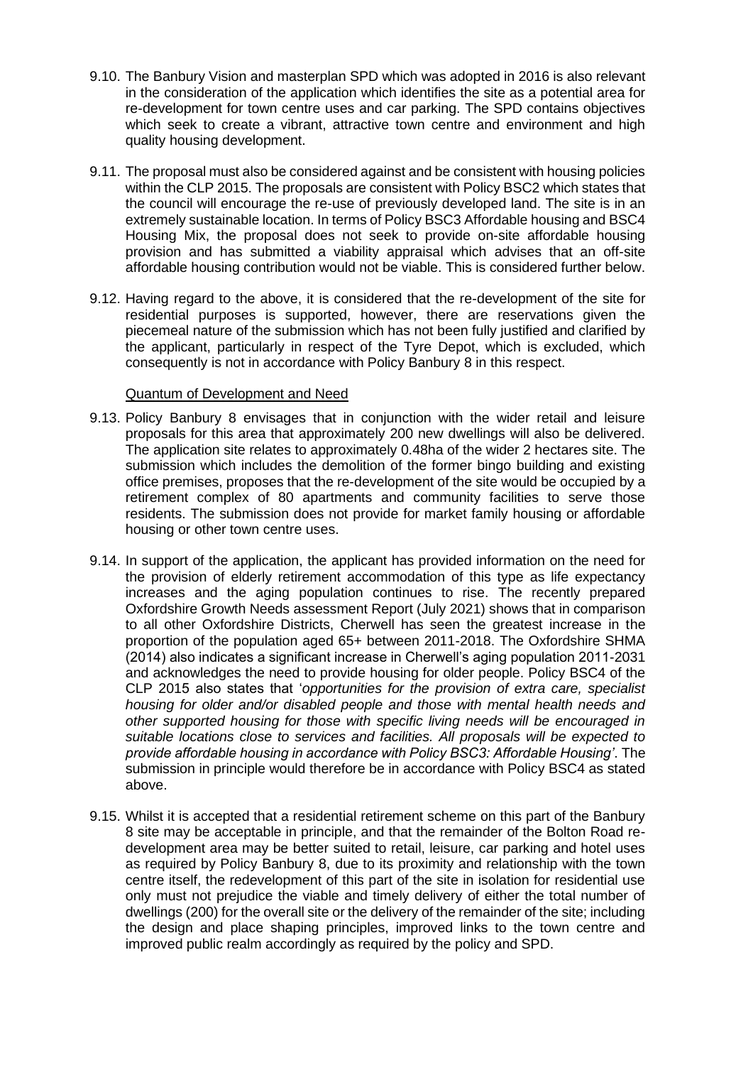9.10. The Banbury Vision and masterplan SPD which was adopted in 2016 is also relevant in the consideration of the application which identifies the site as a potential area for re-development for town centre uses and car parking. The SPD contains objectives which seek to create a vibrant, attractive town centre and environment and high quality housing development.

9.11. The proposal must also be considered against and be consistent with housing policies within the CLP 2015. The proposals are consistent with Policy BSC2 which states that the council will encourage the re-use of previously developed land. The site is in an extremely sustainable location. In terms of Policy BSC3 Affordable housing and BSC4 Housing Mix, the proposal does not seek to provide on-site affordable housing provision and has submitted a viability appraisal which advises that an off-site affordable housing contribution would not be viable. This is considered further below.

9.12. Having regard to the above, it is considered that the re-development of the site for residential purposes is supported, however, there are reservations given the piecemeal nature of the submission which has not been fully justified and clarified by the applicant, particularly in respect of the Tyre Depot, which is excluded, which consequently is not in accordance with Policy Banbury 8 in this respect.

<u>Quantum of Development and Need</u>

9.13. Policy Banbury 8 envisages that in conjunction with the wider retail and leisure proposals for this area that approximately 200 new dwellings will also be delivered. The application site relates to approximately 0.48ha of the wider 2 hectares site. The submission which includes the demolition of the former bingo building and existing office premises, proposes that the re-development of the site would be occupied by a retirement complex of 80 apartments and community facilities to serve those residents. The submission does not provide for market family housing or affordable housing or other town centre uses.

9.14. In support of the application, the applicant has provided information on the need for the provision of elderly retirement accommodation of this type as life expectancy increases and the aging population continues to rise. The recently prepared Oxfordshire Growth Needs assessment Report (July 2021) shows that in comparison to all other Oxfordshire Districts, Cherwell has seen the greatest increase in the proportion of the population aged 65+ between 2011-2018. The Oxfordshire SHMA (2014) also indicates a significant increase in Cherwell's aging population 2011-2031 and acknowledges the need to provide housing for older people. Policy BSC4 of the CLP 2015 also states that '*opportunities for the provision of extra care, specialist housing for older and/or disabled people and those with mental health needs and other supported housing for those with specific living needs will be encouraged in suitable locations close to services and facilities. All proposals will be expected to provide affordable housing in accordance with Policy BSC3: Affordable Housing*'. The submission in principle would therefore be in accordance with Policy BSC4 as stated above.

9.15. Whilst it is accepted that a residential retirement scheme on this part of the Banbury 8 site may be acceptable in principle, and that the remainder of the Bolton Road re-development area may be better suited to retail, leisure, car parking and hotel uses as required by Policy Banbury 8, due to its proximity and relationship with the town centre itself, the redevelopment of this part of the site in isolation for residential use only must not prejudice the viable and timely delivery of either the total number of dwellings (200) for the overall site or the delivery of the remainder of the site; including the design and place shaping principles, improved links to the town centre and improved public realm accordingly as required by the policy and SPD.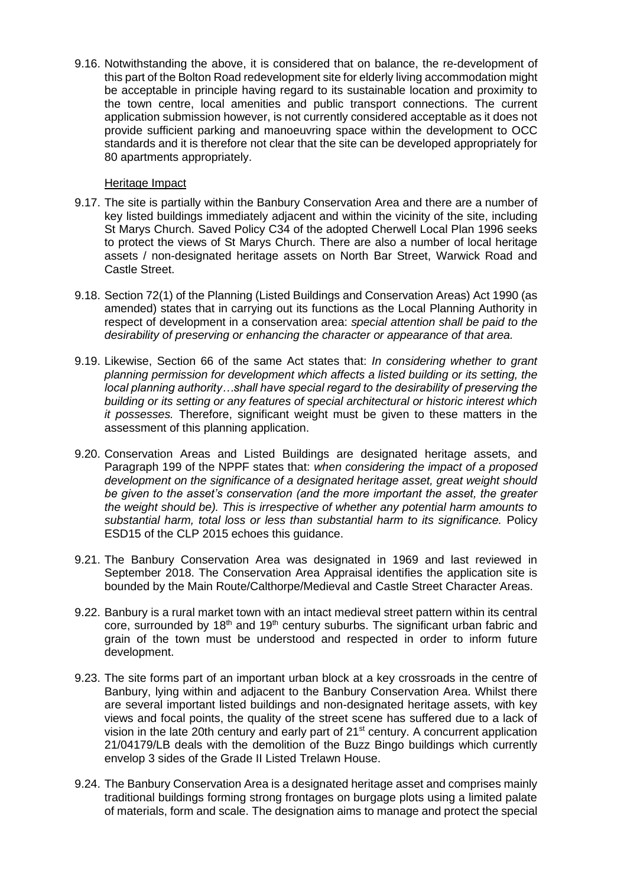9.16. Notwithstanding the above, it is considered that on balance, the re-development of this part of the Bolton Road redevelopment site for elderly living accommodation might be acceptable in principle having regard to its sustainable location and proximity to the town centre, local amenities and public transport connections. The current application submission however, is not currently considered acceptable as it does not provide sufficient parking and manoeuvring space within the development to OCC standards and it is therefore not clear that the site can be developed appropriately for 80 apartments appropriately.

Heritage Impact

9.17. The site is partially within the Banbury Conservation Area and there are a number of key listed buildings immediately adjacent and within the vicinity of the site, including St Marys Church. Saved Policy C34 of the adopted Cherwell Local Plan 1996 seeks to protect the views of St Marys Church. There are also a number of local heritage assets / non-designated heritage assets on North Bar Street, Warwick Road and Castle Street.

9.18. Section 72(1) of the Planning (Listed Buildings and Conservation Areas) Act 1990 (as amended) states that in carrying out its functions as the Local Planning Authority in respect of development in a conservation area: *special attention shall be paid to the desirability of preserving or enhancing the character or appearance of that area.*

9.19. Likewise, Section 66 of the same Act states that: *In considering whether to grant planning permission for development which affects a listed building or its setting, the local planning authority…shall have special regard to the desirability of preserving the building or its setting or any features of special architectural or historic interest which it possesses.* Therefore, significant weight must be given to these matters in the assessment of this planning application.

9.20. Conservation Areas and Listed Buildings are designated heritage assets, and Paragraph 199 of the NPPF states that: *when considering the impact of a proposed development on the significance of a designated heritage asset, great weight should be given to the asset's conservation (and the more important the asset, the greater the weight should be). This is irrespective of whether any potential harm amounts to substantial harm, total loss or less than substantial harm to its significance.* Policy ESD15 of the CLP 2015 echoes this guidance.

9.21. The Banbury Conservation Area was designated in 1969 and last reviewed in September 2018. The Conservation Area Appraisal identifies the application site is bounded by the Main Route/Calthorpe/Medieval and Castle Street Character Areas.

9.22. Banbury is a rural market town with an intact medieval street pattern within its central core, surrounded by 18th and 19th century suburbs. The significant urban fabric and grain of the town must be understood and respected in order to inform future development.

9.23. The site forms part of an important urban block at a key crossroads in the centre of Banbury, lying within and adjacent to the Banbury Conservation Area. Whilst there are several important listed buildings and non-designated heritage assets, with key views and focal points, the quality of the street scene has suffered due to a lack of vision in the late 20th century and early part of 21st century. A concurrent application 21/04179/LB deals with the demolition of the Buzz Bingo buildings which currently envelop 3 sides of the Grade II Listed Trelawn House.

9.24. The Banbury Conservation Area is a designated heritage asset and comprises mainly traditional buildings forming strong frontages on burgage plots using a limited palate of materials, form and scale. The designation aims to manage and protect the special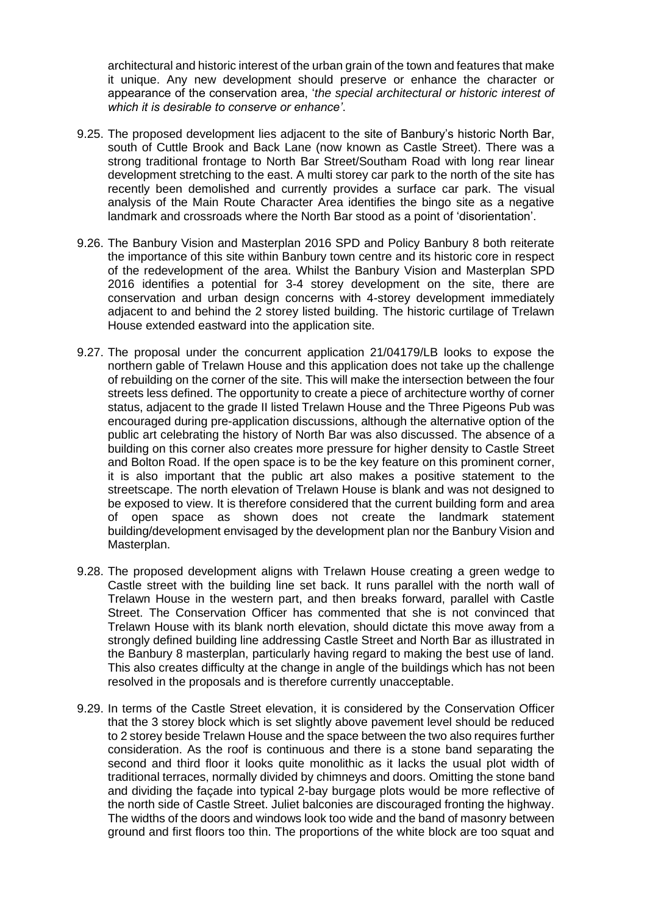architectural and historic interest of the urban grain of the town and features that make it unique. Any new development should preserve or enhance the character or appearance of the conservation area, '*the special architectural or historic interest of which it is desirable to conserve or enhance'*.

9.25. The proposed development lies adjacent to the site of Banbury's historic North Bar, south of Cuttle Brook and Back Lane (now known as Castle Street). There was a strong traditional frontage to North Bar Street/Southam Road with long rear linear development stretching to the east. A multi storey car park to the north of the site has recently been demolished and currently provides a surface car park. The visual analysis of the Main Route Character Area identifies the bingo site as a negative landmark and crossroads where the North Bar stood as a point of 'disorientation'.

9.26. The Banbury Vision and Masterplan 2016 SPD and Policy Banbury 8 both reiterate the importance of this site within Banbury town centre and its historic core in respect of the redevelopment of the area. Whilst the Banbury Vision and Masterplan SPD 2016 identifies a potential for 3-4 storey development on the site, there are conservation and urban design concerns with 4-storey development immediately adjacent to and behind the 2 storey listed building. The historic curtilage of Trelawn House extended eastward into the application site.

9.27. The proposal under the concurrent application 21/04179/LB looks to expose the northern gable of Trelawn House and this application does not take up the challenge of rebuilding on the corner of the site. This will make the intersection between the four streets less defined. The opportunity to create a piece of architecture worthy of corner status, adjacent to the grade II listed Trelawn House and the Three Pigeons Pub was encouraged during pre-application discussions, although the alternative option of the public art celebrating the history of North Bar was also discussed. The absence of a building on this corner also creates more pressure for higher density to Castle Street and Bolton Road. If the open space is to be the key feature on this prominent corner, it is also important that the public art also makes a positive statement to the streetscape. The north elevation of Trelawn House is blank and was not designed to be exposed to view. It is therefore considered that the current building form and area of open space as shown does not create the landmark statement building/development envisaged by the development plan nor the Banbury Vision and Masterplan.

9.28. The proposed development aligns with Trelawn House creating a green wedge to Castle street with the building line set back. It runs parallel with the north wall of Trelawn House in the western part, and then breaks forward, parallel with Castle Street. The Conservation Officer has commented that she is not convinced that Trelawn House with its blank north elevation, should dictate this move away from a strongly defined building line addressing Castle Street and North Bar as illustrated in the Banbury 8 masterplan, particularly having regard to making the best use of land. This also creates difficulty at the change in angle of the buildings which has not been resolved in the proposals and is therefore currently unacceptable.

9.29. In terms of the Castle Street elevation, it is considered by the Conservation Officer that the 3 storey block which is set slightly above pavement level should be reduced to 2 storey beside Trelawn House and the space between the two also requires further consideration. As the roof is continuous and there is a stone band separating the second and third floor it looks quite monolithic as it lacks the usual plot width of traditional terraces, normally divided by chimneys and doors. Omitting the stone band and dividing the façade into typical 2-bay burgage plots would be more reflective of the north side of Castle Street. Juliet balconies are discouraged fronting the highway. The widths of the doors and windows look too wide and the band of masonry between ground and first floors too thin. The proportions of the white block are too squat and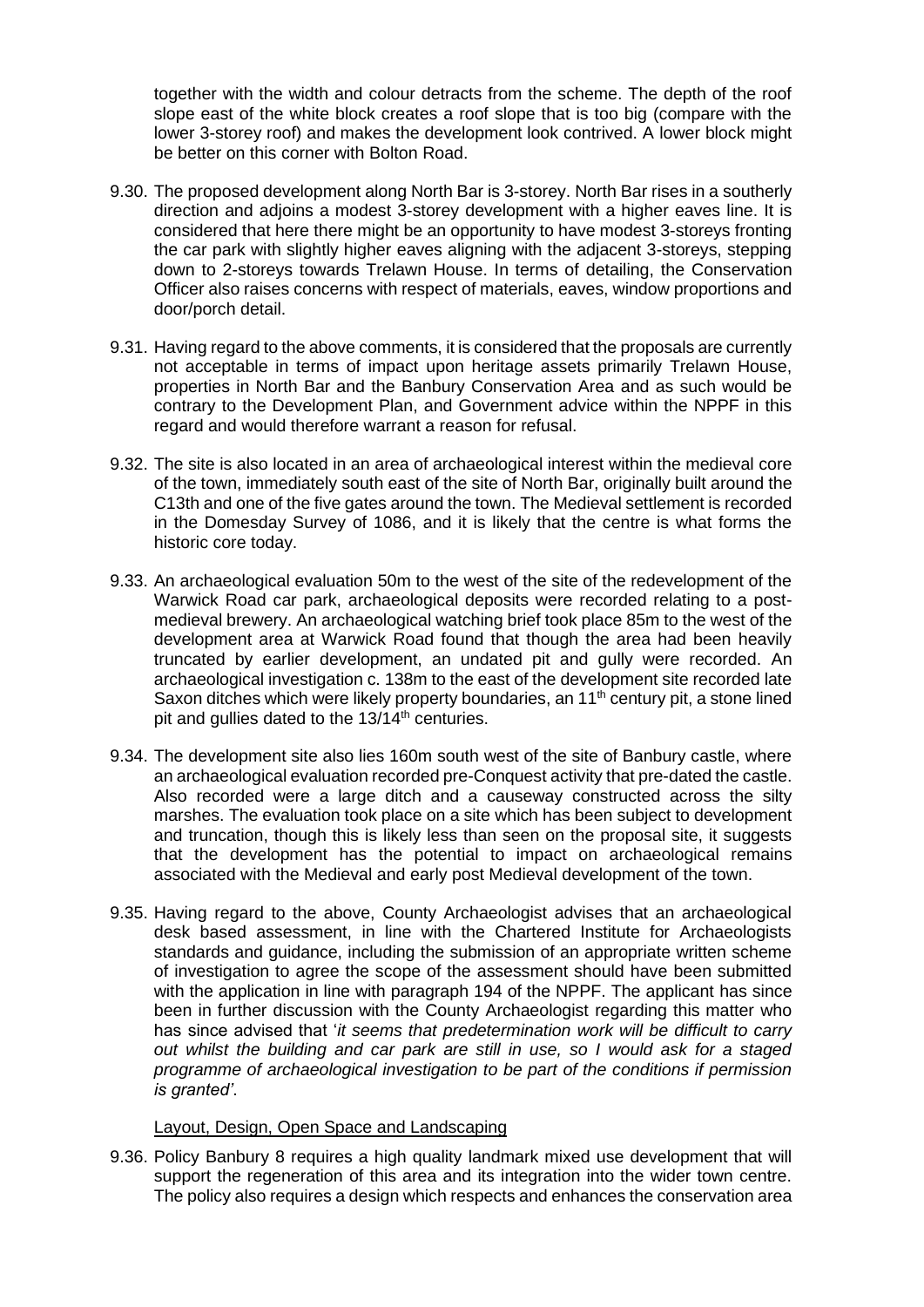together with the width and colour detracts from the scheme. The depth of the roof slope east of the white block creates a roof slope that is too big (compare with the lower 3-storey roof) and makes the development look contrived. A lower block might be better on this corner with Bolton Road.

9.30. The proposed development along North Bar is 3-storey. North Bar rises in a southerly direction and adjoins a modest 3-storey development with a higher eaves line. It is considered that here there might be an opportunity to have modest 3-storeys fronting the car park with slightly higher eaves aligning with the adjacent 3-storeys, stepping down to 2-storeys towards Trelawn House. In terms of detailing, the Conservation Officer also raises concerns with respect of materials, eaves, window proportions and door/porch detail.

9.31. Having regard to the above comments, it is considered that the proposals are currently not acceptable in terms of impact upon heritage assets primarily Trelawn House, properties in North Bar and the Banbury Conservation Area and as such would be contrary to the Development Plan, and Government advice within the NPPF in this regard and would therefore warrant a reason for refusal.

9.32. The site is also located in an area of archaeological interest within the medieval core of the town, immediately south east of the site of North Bar, originally built around the C13th and one of the five gates around the town. The Medieval settlement is recorded in the Domesday Survey of 1086, and it is likely that the centre is what forms the historic core today.

9.33. An archaeological evaluation 50m to the west of the site of the redevelopment of the Warwick Road car park, archaeological deposits were recorded relating to a post-medieval brewery. An archaeological watching brief took place 85m to the west of the development area at Warwick Road found that though the area had been heavily truncated by earlier development, an undated pit and gully were recorded. An archaeological investigation c. 138m to the east of the development site recorded late Saxon ditches which were likely property boundaries, an 11th century pit, a stone lined pit and gullies dated to the 13/14th centuries.

9.34. The development site also lies 160m south west of the site of Banbury castle, where an archaeological evaluation recorded pre-Conquest activity that pre-dated the castle. Also recorded were a large ditch and a causeway constructed across the silty marshes. The evaluation took place on a site which has been subject to development and truncation, though this is likely less than seen on the proposal site, it suggests that the development has the potential to impact on archaeological remains associated with the Medieval and early post Medieval development of the town.

9.35. Having regard to the above, County Archaeologist advises that an archaeological desk based assessment, in line with the Chartered Institute for Archaeologists standards and guidance, including the submission of an appropriate written scheme of investigation to agree the scope of the assessment should have been submitted with the application in line with paragraph 194 of the NPPF. The applicant has since been in further discussion with the County Archaeologist regarding this matter who has since advised that '*it seems that predetermination work will be difficult to carry out whilst the building and car park are still in use, so I would ask for a staged programme of archaeological investigation to be part of the conditions if permission is granted'*.

Layout, Design, Open Space and Landscaping

9.36. Policy Banbury 8 requires a high quality landmark mixed use development that will support the regeneration of this area and its integration into the wider town centre. The policy also requires a design which respects and enhances the conservation area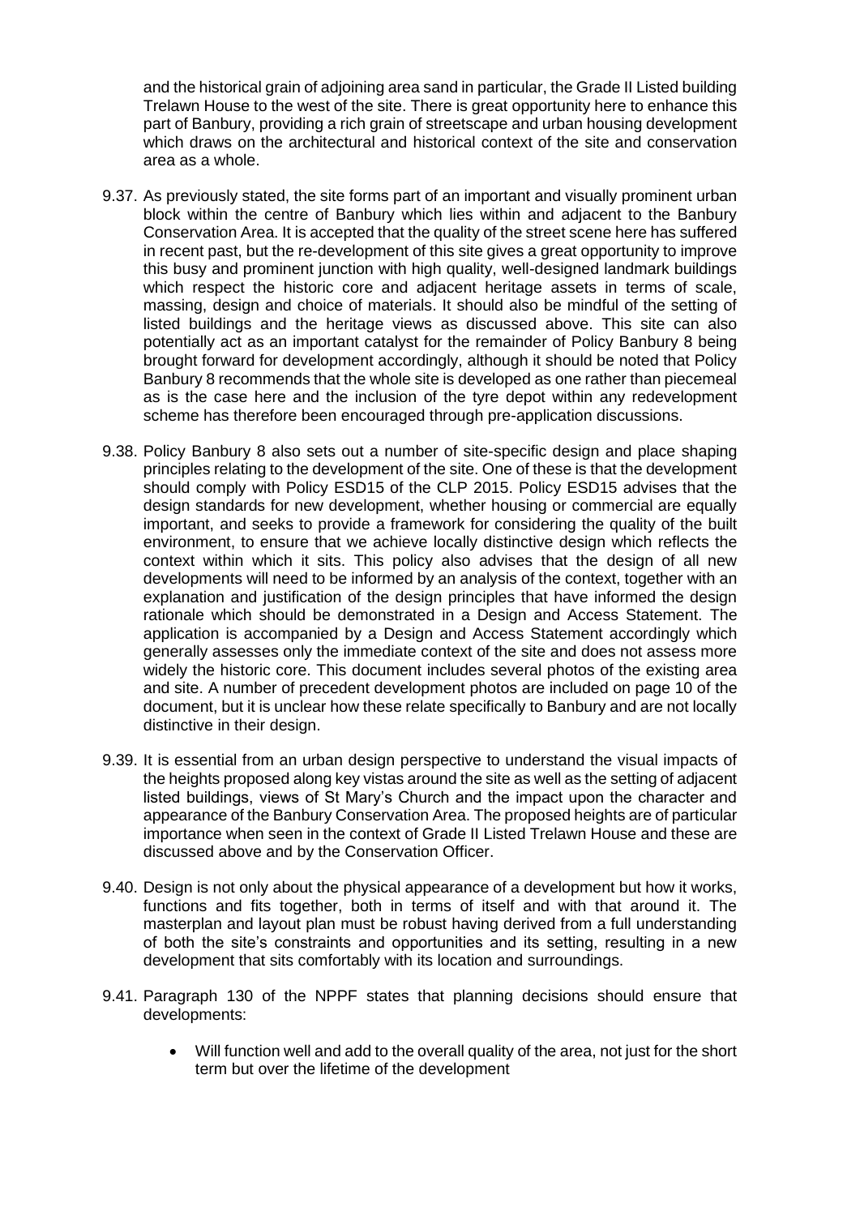and the historical grain of adjoining area sand in particular, the Grade II Listed building Trelawn House to the west of the site. There is great opportunity here to enhance this part of Banbury, providing a rich grain of streetscape and urban housing development which draws on the architectural and historical context of the site and conservation area as a whole.

9.37. As previously stated, the site forms part of an important and visually prominent urban block within the centre of Banbury which lies within and adjacent to the Banbury Conservation Area. It is accepted that the quality of the street scene here has suffered in recent past, but the re-development of this site gives a great opportunity to improve this busy and prominent junction with high quality, well-designed landmark buildings which respect the historic core and adjacent heritage assets in terms of scale, massing, design and choice of materials. It should also be mindful of the setting of listed buildings and the heritage views as discussed above. This site can also potentially act as an important catalyst for the remainder of Policy Banbury 8 being brought forward for development accordingly, although it should be noted that Policy Banbury 8 recommends that the whole site is developed as one rather than piecemeal as is the case here and the inclusion of the tyre depot within any redevelopment scheme has therefore been encouraged through pre-application discussions.

9.38. Policy Banbury 8 also sets out a number of site-specific design and place shaping principles relating to the development of the site. One of these is that the development should comply with Policy ESD15 of the CLP 2015. Policy ESD15 advises that the design standards for new development, whether housing or commercial are equally important, and seeks to provide a framework for considering the quality of the built environment, to ensure that we achieve locally distinctive design which reflects the context within which it sits. This policy also advises that the design of all new developments will need to be informed by an analysis of the context, together with an explanation and justification of the design principles that have informed the design rationale which should be demonstrated in a Design and Access Statement. The application is accompanied by a Design and Access Statement accordingly which generally assesses only the immediate context of the site and does not assess more widely the historic core. This document includes several photos of the existing area and site. A number of precedent development photos are included on page 10 of the document, but it is unclear how these relate specifically to Banbury and are not locally distinctive in their design.

9.39. It is essential from an urban design perspective to understand the visual impacts of the heights proposed along key vistas around the site as well as the setting of adjacent listed buildings, views of St Mary's Church and the impact upon the character and appearance of the Banbury Conservation Area. The proposed heights are of particular importance when seen in the context of Grade II Listed Trelawn House and these are discussed above and by the Conservation Officer.

9.40. Design is not only about the physical appearance of a development but how it works, functions and fits together, both in terms of itself and with that around it. The masterplan and layout plan must be robust having derived from a full understanding of both the site's constraints and opportunities and its setting, resulting in a new development that sits comfortably with its location and surroundings.

9.41. Paragraph 130 of the NPPF states that planning decisions should ensure that developments:

- Will function well and add to the overall quality of the area, not just for the short term but over the lifetime of the development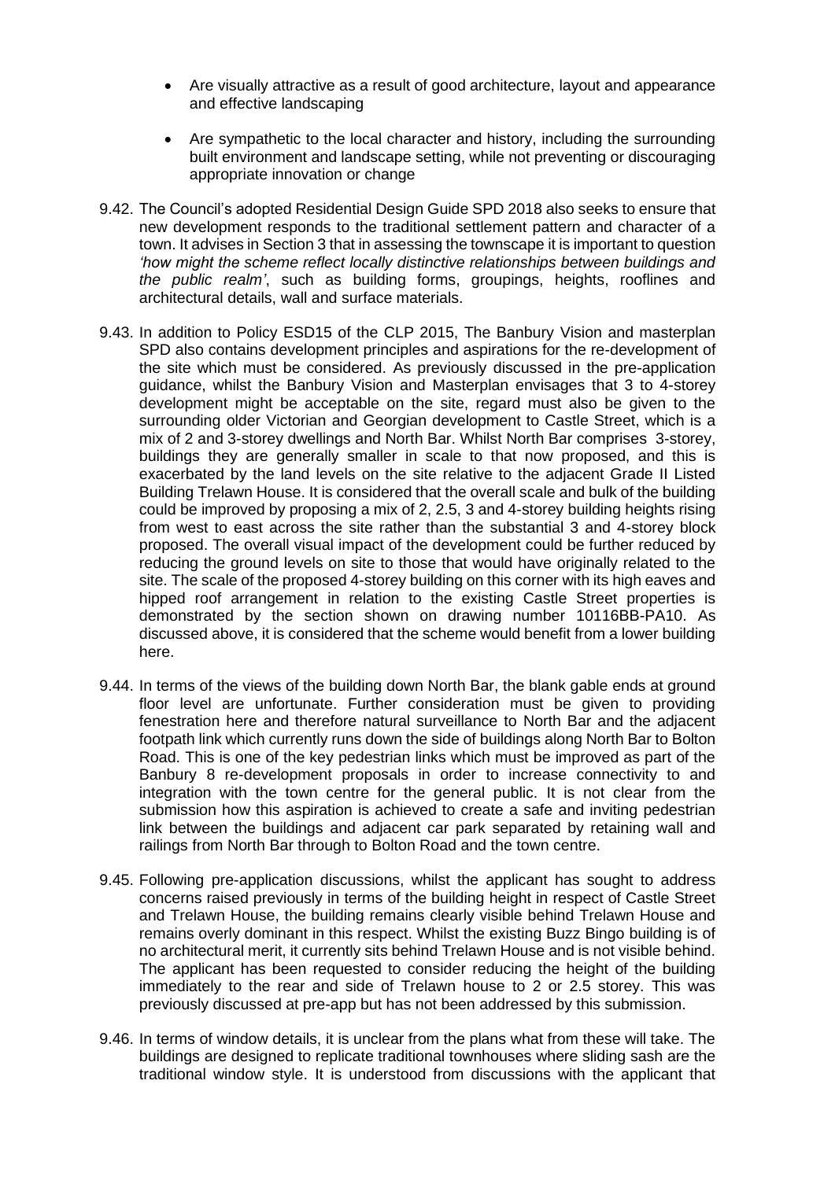- Are visually attractive as a result of good architecture, layout and appearance and effective landscaping

- Are sympathetic to the local character and history, including the surrounding built environment and landscape setting, while not preventing or discouraging appropriate innovation or change

9.42. The Council's adopted Residential Design Guide SPD 2018 also seeks to ensure that new development responds to the traditional settlement pattern and character of a town. It advises in Section 3 that in assessing the townscape it is important to question *'how might the scheme reflect locally distinctive relationships between buildings and the public realm'*, such as building forms, groupings, heights, rooflines and architectural details, wall and surface materials.

9.43. In addition to Policy ESD15 of the CLP 2015, The Banbury Vision and masterplan SPD also contains development principles and aspirations for the re-development of the site which must be considered. As previously discussed in the pre-application guidance, whilst the Banbury Vision and Masterplan envisages that 3 to 4-storey development might be acceptable on the site, regard must also be given to the surrounding older Victorian and Georgian development to Castle Street, which is a mix of 2 and 3-storey dwellings and North Bar. Whilst North Bar comprises 3-storey, buildings they are generally smaller in scale to that now proposed, and this is exacerbated by the land levels on the site relative to the adjacent Grade II Listed Building Trelawn House. It is considered that the overall scale and bulk of the building could be improved by proposing a mix of 2, 2.5, 3 and 4-storey building heights rising from west to east across the site rather than the substantial 3 and 4-storey block proposed. The overall visual impact of the development could be further reduced by reducing the ground levels on site to those that would have originally related to the site. The scale of the proposed 4-storey building on this corner with its high eaves and hipped roof arrangement in relation to the existing Castle Street properties is demonstrated by the section shown on drawing number 10116BB-PA10. As discussed above, it is considered that the scheme would benefit from a lower building here.

9.44. In terms of the views of the building down North Bar, the blank gable ends at ground floor level are unfortunate. Further consideration must be given to providing fenestration here and therefore natural surveillance to North Bar and the adjacent footpath link which currently runs down the side of buildings along North Bar to Bolton Road. This is one of the key pedestrian links which must be improved as part of the Banbury 8 re-development proposals in order to increase connectivity to and integration with the town centre for the general public. It is not clear from the submission how this aspiration is achieved to create a safe and inviting pedestrian link between the buildings and adjacent car park separated by retaining wall and railings from North Bar through to Bolton Road and the town centre.

9.45. Following pre-application discussions, whilst the applicant has sought to address concerns raised previously in terms of the building height in respect of Castle Street and Trelawn House, the building remains clearly visible behind Trelawn House and remains overly dominant in this respect. Whilst the existing Buzz Bingo building is of no architectural merit, it currently sits behind Trelawn House and is not visible behind. The applicant has been requested to consider reducing the height of the building immediately to the rear and side of Trelawn house to 2 or 2.5 storey. This was previously discussed at pre-app but has not been addressed by this submission.

9.46. In terms of window details, it is unclear from the plans what from these will take. The buildings are designed to replicate traditional townhouses where sliding sash are the traditional window style. It is understood from discussions with the applicant that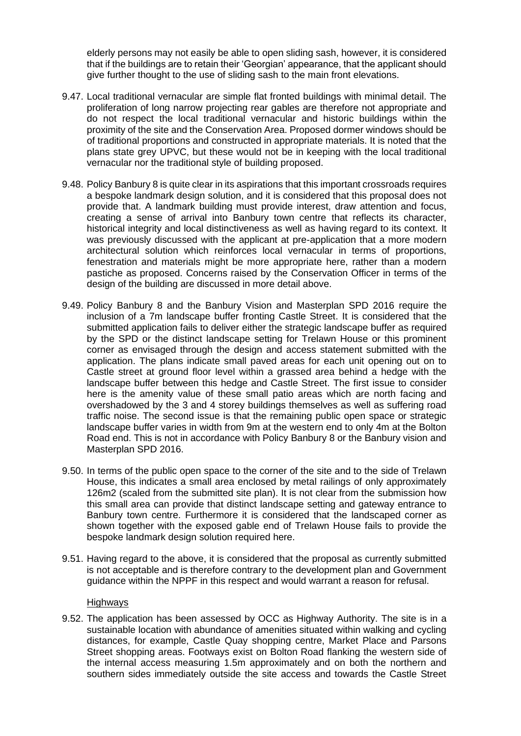elderly persons may not easily be able to open sliding sash, however, it is considered that if the buildings are to retain their 'Georgian' appearance, that the applicant should give further thought to the use of sliding sash to the main front elevations.

9.47. Local traditional vernacular are simple flat fronted buildings with minimal detail. The proliferation of long narrow projecting rear gables are therefore not appropriate and do not respect the local traditional vernacular and historic buildings within the proximity of the site and the Conservation Area. Proposed dormer windows should be of traditional proportions and constructed in appropriate materials. It is noted that the plans state grey UPVC, but these would not be in keeping with the local traditional vernacular nor the traditional style of building proposed.

9.48. Policy Banbury 8 is quite clear in its aspirations that this important crossroads requires a bespoke landmark design solution, and it is considered that this proposal does not provide that. A landmark building must provide interest, draw attention and focus, creating a sense of arrival into Banbury town centre that reflects its character, historical integrity and local distinctiveness as well as having regard to its context. It was previously discussed with the applicant at pre-application that a more modern architectural solution which reinforces local vernacular in terms of proportions, fenestration and materials might be more appropriate here, rather than a modern pastiche as proposed. Concerns raised by the Conservation Officer in terms of the design of the building are discussed in more detail above.

9.49. Policy Banbury 8 and the Banbury Vision and Masterplan SPD 2016 require the inclusion of a 7m landscape buffer fronting Castle Street. It is considered that the submitted application fails to deliver either the strategic landscape buffer as required by the SPD or the distinct landscape setting for Trelawn House or this prominent corner as envisaged through the design and access statement submitted with the application. The plans indicate small paved areas for each unit opening out on to Castle street at ground floor level within a grassed area behind a hedge with the landscape buffer between this hedge and Castle Street. The first issue to consider here is the amenity value of these small patio areas which are north facing and overshadowed by the 3 and 4 storey buildings themselves as well as suffering road traffic noise. The second issue is that the remaining public open space or strategic landscape buffer varies in width from 9m at the western end to only 4m at the Bolton Road end. This is not in accordance with Policy Banbury 8 or the Banbury vision and Masterplan SPD 2016.

9.50. In terms of the public open space to the corner of the site and to the side of Trelawn House, this indicates a small area enclosed by metal railings of only approximately 126m2 (scaled from the submitted site plan). It is not clear from the submission how this small area can provide that distinct landscape setting and gateway entrance to Banbury town centre. Furthermore it is considered that the landscaped corner as shown together with the exposed gable end of Trelawn House fails to provide the bespoke landmark design solution required here.

9.51. Having regard to the above, it is considered that the proposal as currently submitted is not acceptable and is therefore contrary to the development plan and Government guidance within the NPPF in this respect and would warrant a reason for refusal.

### Highways

9.52. The application has been assessed by OCC as Highway Authority. The site is in a sustainable location with abundance of amenities situated within walking and cycling distances, for example, Castle Quay shopping centre, Market Place and Parsons Street shopping areas. Footways exist on Bolton Road flanking the western side of the internal access measuring 1.5m approximately and on both the northern and southern sides immediately outside the site access and towards the Castle Street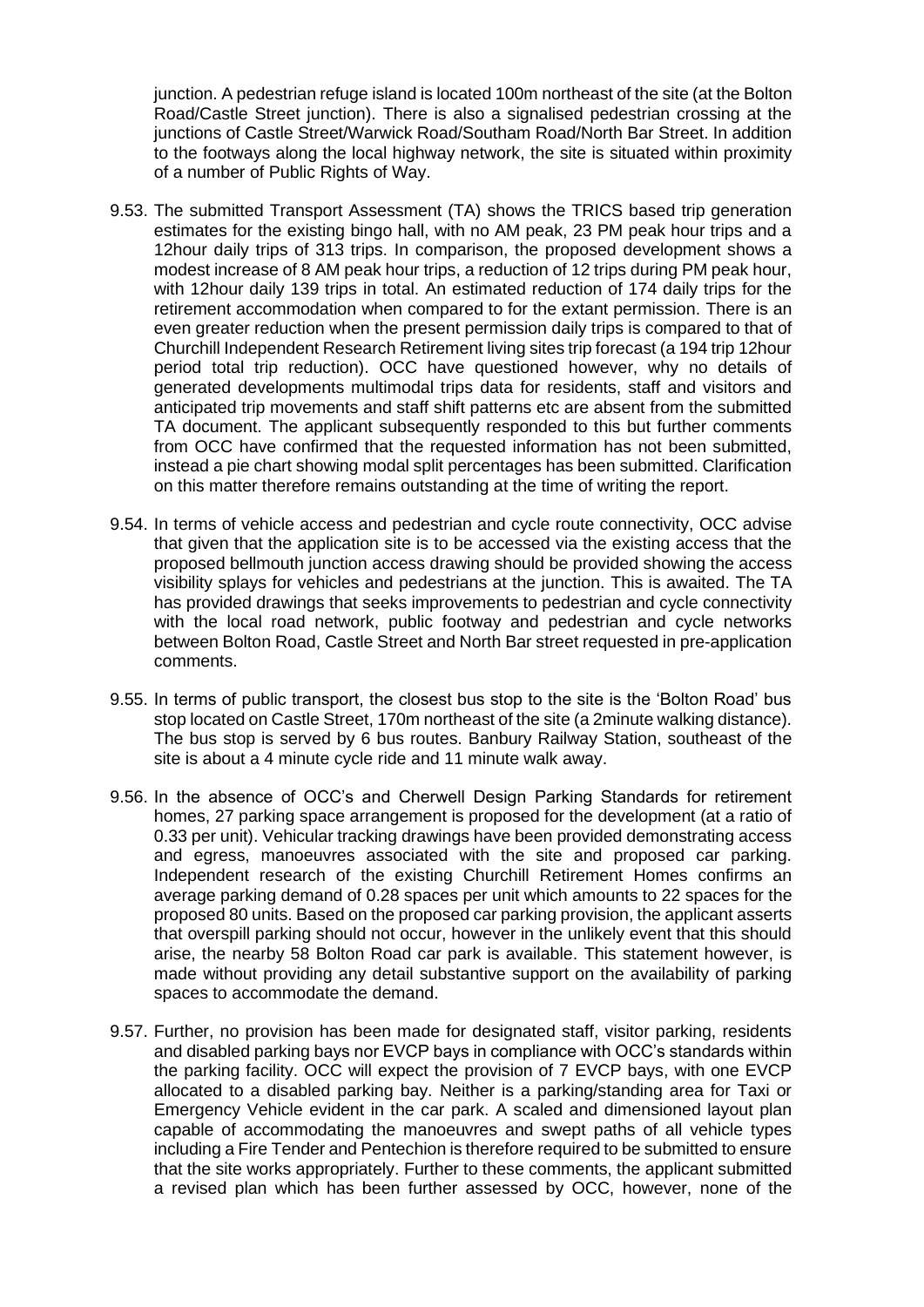junction. A pedestrian refuge island is located 100m northeast of the site (at the Bolton Road/Castle Street junction). There is also a signalised pedestrian crossing at the junctions of Castle Street/Warwick Road/Southam Road/North Bar Street. In addition to the footways along the local highway network, the site is situated within proximity of a number of Public Rights of Way.

9.53. The submitted Transport Assessment (TA) shows the TRICS based trip generation estimates for the existing bingo hall, with no AM peak, 23 PM peak hour trips and a 12hour daily trips of 313 trips. In comparison, the proposed development shows a modest increase of 8 AM peak hour trips, a reduction of 12 trips during PM peak hour, with 12hour daily 139 trips in total. An estimated reduction of 174 daily trips for the retirement accommodation when compared to for the extant permission. There is an even greater reduction when the present permission daily trips is compared to that of Churchill Independent Research Retirement living sites trip forecast (a 194 trip 12hour period total trip reduction). OCC have questioned however, why no details of generated developments multimodal trips data for residents, staff and visitors and anticipated trip movements and staff shift patterns etc are absent from the submitted TA document. The applicant subsequently responded to this but further comments from OCC have confirmed that the requested information has not been submitted, instead a pie chart showing modal split percentages has been submitted. Clarification on this matter therefore remains outstanding at the time of writing the report.

9.54. In terms of vehicle access and pedestrian and cycle route connectivity, OCC advise that given that the application site is to be accessed via the existing access that the proposed bellmouth junction access drawing should be provided showing the access visibility splays for vehicles and pedestrians at the junction. This is awaited. The TA has provided drawings that seeks improvements to pedestrian and cycle connectivity with the local road network, public footway and pedestrian and cycle networks between Bolton Road, Castle Street and North Bar street requested in pre-application comments.

9.55. In terms of public transport, the closest bus stop to the site is the 'Bolton Road' bus stop located on Castle Street, 170m northeast of the site (a 2minute walking distance). The bus stop is served by 6 bus routes. Banbury Railway Station, southeast of the site is about a 4 minute cycle ride and 11 minute walk away.

9.56. In the absence of OCC's and Cherwell Design Parking Standards for retirement homes, 27 parking space arrangement is proposed for the development (at a ratio of 0.33 per unit). Vehicular tracking drawings have been provided demonstrating access and egress, manoeuvres associated with the site and proposed car parking. Independent research of the existing Churchill Retirement Homes confirms an average parking demand of 0.28 spaces per unit which amounts to 22 spaces for the proposed 80 units. Based on the proposed car parking provision, the applicant asserts that overspill parking should not occur, however in the unlikely event that this should arise, the nearby 58 Bolton Road car park is available. This statement however, is made without providing any detail substantive support on the availability of parking spaces to accommodate the demand.

9.57. Further, no provision has been made for designated staff, visitor parking, residents and disabled parking bays nor EVCP bays in compliance with OCC's standards within the parking facility. OCC will expect the provision of 7 EVCP bays, with one EVCP allocated to a disabled parking bay. Neither is a parking/standing area for Taxi or Emergency Vehicle evident in the car park. A scaled and dimensioned layout plan capable of accommodating the manoeuvres and swept paths of all vehicle types including a Fire Tender and Pentechion is therefore required to be submitted to ensure that the site works appropriately. Further to these comments, the applicant submitted a revised plan which has been further assessed by OCC, however, none of the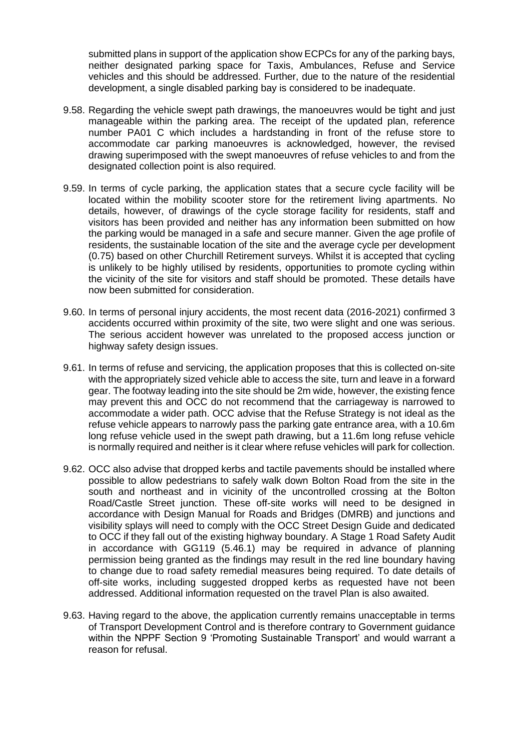submitted plans in support of the application show ECPCs for any of the parking bays, neither designated parking space for Taxis, Ambulances, Refuse and Service vehicles and this should be addressed. Further, due to the nature of the residential development, a single disabled parking bay is considered to be inadequate.

9.58. Regarding the vehicle swept path drawings, the manoeuvres would be tight and just manageable within the parking area. The receipt of the updated plan, reference number PA01 C which includes a hardstanding in front of the refuse store to accommodate car parking manoeuvres is acknowledged, however, the revised drawing superimposed with the swept manoeuvres of refuse vehicles to and from the designated collection point is also required.

9.59. In terms of cycle parking, the application states that a secure cycle facility will be located within the mobility scooter store for the retirement living apartments. No details, however, of drawings of the cycle storage facility for residents, staff and visitors has been provided and neither has any information been submitted on how the parking would be managed in a safe and secure manner. Given the age profile of residents, the sustainable location of the site and the average cycle per development (0.75) based on other Churchill Retirement surveys. Whilst it is accepted that cycling is unlikely to be highly utilised by residents, opportunities to promote cycling within the vicinity of the site for visitors and staff should be promoted. These details have now been submitted for consideration.

9.60. In terms of personal injury accidents, the most recent data (2016-2021) confirmed 3 accidents occurred within proximity of the site, two were slight and one was serious. The serious accident however was unrelated to the proposed access junction or highway safety design issues.

9.61. In terms of refuse and servicing, the application proposes that this is collected on-site with the appropriately sized vehicle able to access the site, turn and leave in a forward gear. The footway leading into the site should be 2m wide, however, the existing fence may prevent this and OCC do not recommend that the carriageway is narrowed to accommodate a wider path. OCC advise that the Refuse Strategy is not ideal as the refuse vehicle appears to narrowly pass the parking gate entrance area, with a 10.6m long refuse vehicle used in the swept path drawing, but a 11.6m long refuse vehicle is normally required and neither is it clear where refuse vehicles will park for collection.

9.62. OCC also advise that dropped kerbs and tactile pavements should be installed where possible to allow pedestrians to safely walk down Bolton Road from the site in the south and northeast and in vicinity of the uncontrolled crossing at the Bolton Road/Castle Street junction. These off-site works will need to be designed in accordance with Design Manual for Roads and Bridges (DMRB) and junctions and visibility splays will need to comply with the OCC Street Design Guide and dedicated to OCC if they fall out of the existing highway boundary. A Stage 1 Road Safety Audit in accordance with GG119 (5.46.1) may be required in advance of planning permission being granted as the findings may result in the red line boundary having to change due to road safety remedial measures being required. To date details of off-site works, including suggested dropped kerbs as requested have not been addressed. Additional information requested on the travel Plan is also awaited.

9.63. Having regard to the above, the application currently remains unacceptable in terms of Transport Development Control and is therefore contrary to Government guidance within the NPPF Section 9 'Promoting Sustainable Transport' and would warrant a reason for refusal.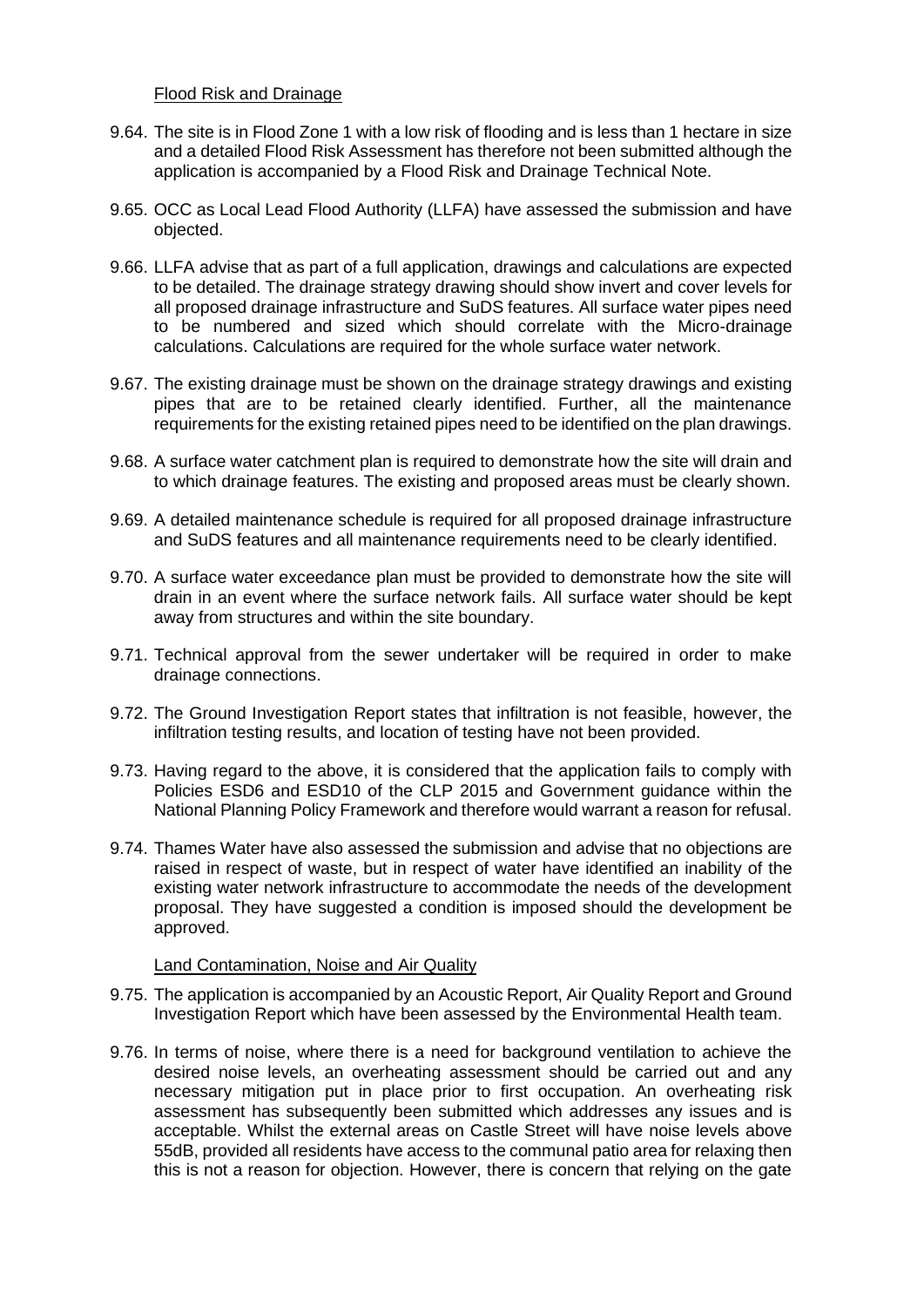## Flood Risk and Drainage

9.64. The site is in Flood Zone 1 with a low risk of flooding and is less than 1 hectare in size and a detailed Flood Risk Assessment has therefore not been submitted although the application is accompanied by a Flood Risk and Drainage Technical Note.

9.65. OCC as Local Lead Flood Authority (LLFA) have assessed the submission and have objected.

9.66. LLFA advise that as part of a full application, drawings and calculations are expected to be detailed. The drainage strategy drawing should show invert and cover levels for all proposed drainage infrastructure and SuDS features. All surface water pipes need to be numbered and sized which should correlate with the Micro-drainage calculations. Calculations are required for the whole surface water network.

9.67. The existing drainage must be shown on the drainage strategy drawings and existing pipes that are to be retained clearly identified. Further, all the maintenance requirements for the existing retained pipes need to be identified on the plan drawings.

9.68. A surface water catchment plan is required to demonstrate how the site will drain and to which drainage features. The existing and proposed areas must be clearly shown.

9.69. A detailed maintenance schedule is required for all proposed drainage infrastructure and SuDS features and all maintenance requirements need to be clearly identified.

9.70. A surface water exceedance plan must be provided to demonstrate how the site will drain in an event where the surface network fails. All surface water should be kept away from structures and within the site boundary.

9.71. Technical approval from the sewer undertaker will be required in order to make drainage connections.

9.72. The Ground Investigation Report states that infiltration is not feasible, however, the infiltration testing results, and location of testing have not been provided.

9.73. Having regard to the above, it is considered that the application fails to comply with Policies ESD6 and ESD10 of the CLP 2015 and Government guidance within the National Planning Policy Framework and therefore would warrant a reason for refusal.

9.74. Thames Water have also assessed the submission and advise that no objections are raised in respect of waste, but in respect of water have identified an inability of the existing water network infrastructure to accommodate the needs of the development proposal. They have suggested a condition is imposed should the development be approved.

## Land Contamination, Noise and Air Quality

9.75. The application is accompanied by an Acoustic Report, Air Quality Report and Ground Investigation Report which have been assessed by the Environmental Health team.

9.76. In terms of noise, where there is a need for background ventilation to achieve the desired noise levels, an overheating assessment should be carried out and any necessary mitigation put in place prior to first occupation. An overheating risk assessment has subsequently been submitted which addresses any issues and is acceptable. Whilst the external areas on Castle Street will have noise levels above 55dB, provided all residents have access to the communal patio area for relaxing then this is not a reason for objection. However, there is concern that relying on the gate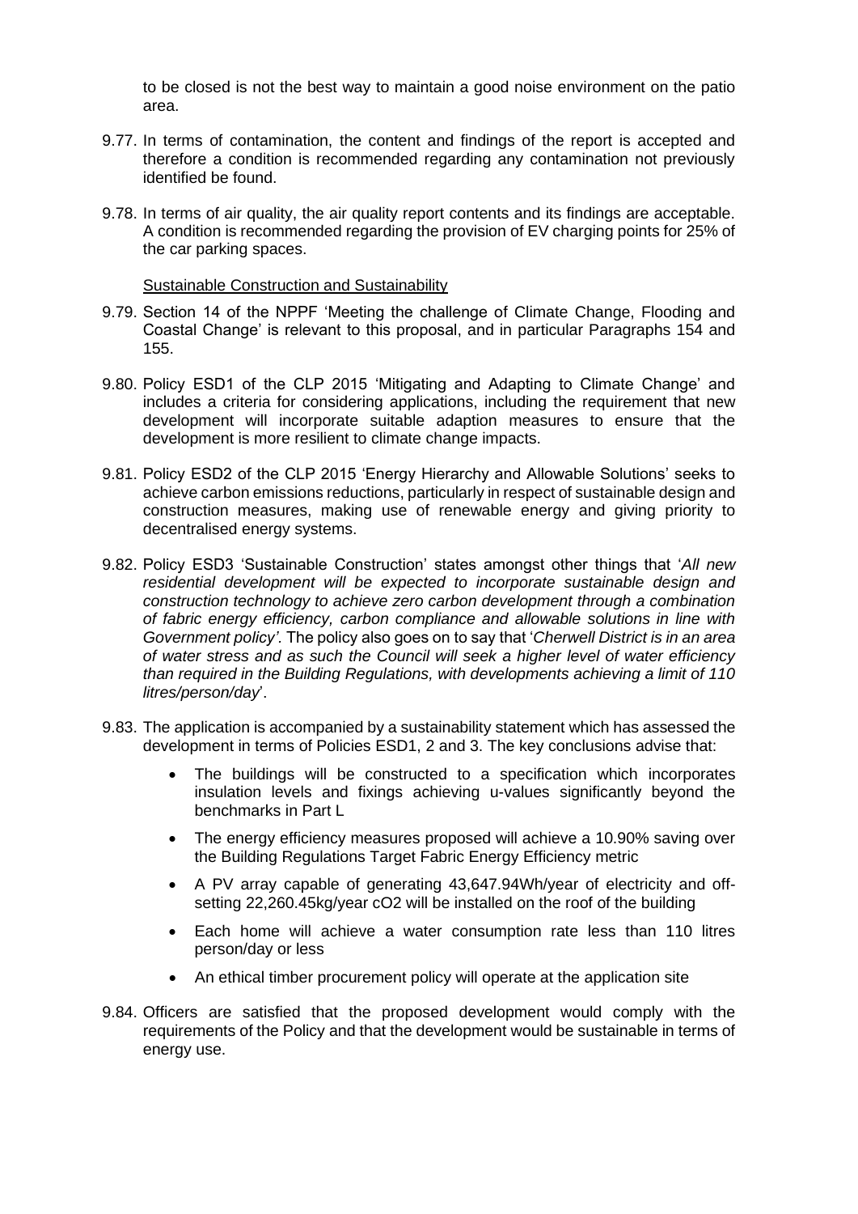to be closed is not the best way to maintain a good noise environment on the patio area.

9.77. In terms of contamination, the content and findings of the report is accepted and therefore a condition is recommended regarding any contamination not previously identified be found.

9.78. In terms of air quality, the air quality report contents and its findings are acceptable. A condition is recommended regarding the provision of EV charging points for 25% of the car parking spaces.

Sustainable Construction and Sustainability

9.79. Section 14 of the NPPF 'Meeting the challenge of Climate Change, Flooding and Coastal Change' is relevant to this proposal, and in particular Paragraphs 154 and 155.

9.80. Policy ESD1 of the CLP 2015 'Mitigating and Adapting to Climate Change' and includes a criteria for considering applications, including the requirement that new development will incorporate suitable adaption measures to ensure that the development is more resilient to climate change impacts.

9.81. Policy ESD2 of the CLP 2015 'Energy Hierarchy and Allowable Solutions' seeks to achieve carbon emissions reductions, particularly in respect of sustainable design and construction measures, making use of renewable energy and giving priority to decentralised energy systems.

9.82. Policy ESD3 'Sustainable Construction' states amongst other things that '*All new residential development will be expected to incorporate sustainable design and construction technology to achieve zero carbon development through a combination of fabric energy efficiency, carbon compliance and allowable solutions in line with Government policy'.* The policy also goes on to say that '*Cherwell District is in an area of water stress and as such the Council will seek a higher level of water efficiency than required in the Building Regulations, with developments achieving a limit of 110 litres/person/day*'.

9.83. The application is accompanied by a sustainability statement which has assessed the development in terms of Policies ESD1, 2 and 3. The key conclusions advise that:

- The buildings will be constructed to a specification which incorporates insulation levels and fixings achieving u-values significantly beyond the benchmarks in Part L
- The energy efficiency measures proposed will achieve a 10.90% saving over the Building Regulations Target Fabric Energy Efficiency metric
- A PV array capable of generating 43,647.94Wh/year of electricity and off-setting 22,260.45kg/year cO2 will be installed on the roof of the building
- Each home will achieve a water consumption rate less than 110 litres person/day or less
- An ethical timber procurement policy will operate at the application site

9.84. Officers are satisfied that the proposed development would comply with the requirements of the Policy and that the development would be sustainable in terms of energy use.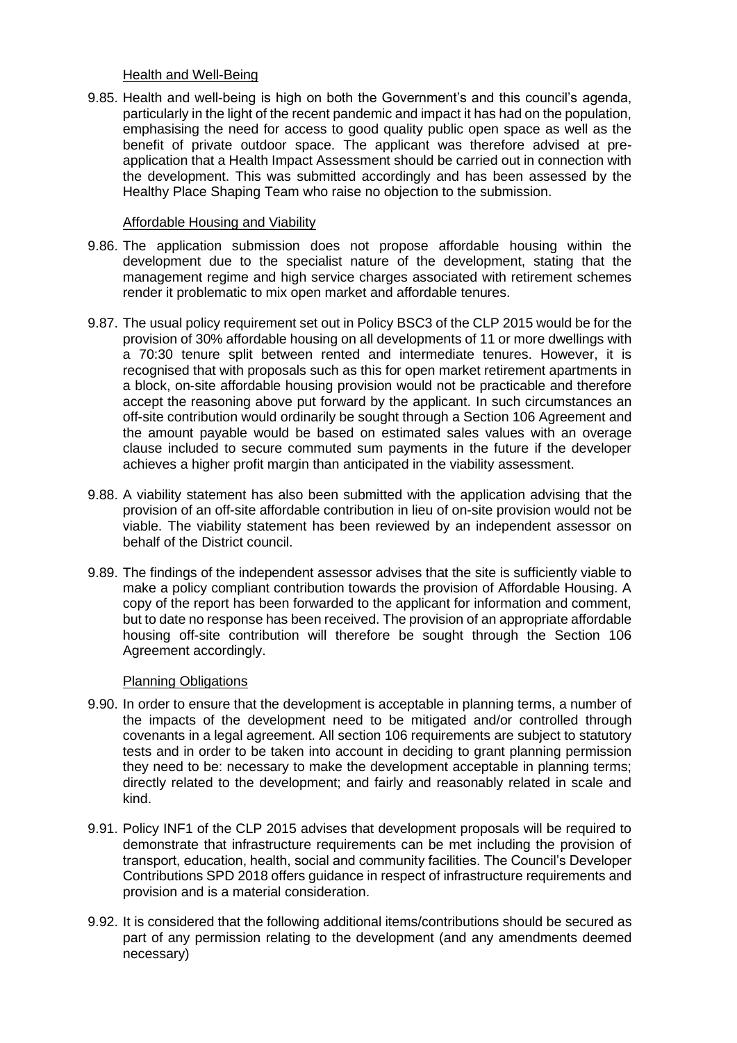### Health and Well-Being

9.85. Health and well-being is high on both the Government's and this council's agenda, particularly in the light of the recent pandemic and impact it has had on the population, emphasising the need for access to good quality public open space as well as the benefit of private outdoor space. The applicant was therefore advised at pre-application that a Health Impact Assessment should be carried out in connection with the development. This was submitted accordingly and has been assessed by the Healthy Place Shaping Team who raise no objection to the submission.

### Affordable Housing and Viability

9.86. The application submission does not propose affordable housing within the development due to the specialist nature of the development, stating that the management regime and high service charges associated with retirement schemes render it problematic to mix open market and affordable tenures.

9.87. The usual policy requirement set out in Policy BSC3 of the CLP 2015 would be for the provision of 30% affordable housing on all developments of 11 or more dwellings with a 70:30 tenure split between rented and intermediate tenures. However, it is recognised that with proposals such as this for open market retirement apartments in a block, on-site affordable housing provision would not be practicable and therefore accept the reasoning above put forward by the applicant. In such circumstances an off-site contribution would ordinarily be sought through a Section 106 Agreement and the amount payable would be based on estimated sales values with an overage clause included to secure commuted sum payments in the future if the developer achieves a higher profit margin than anticipated in the viability assessment.

9.88. A viability statement has also been submitted with the application advising that the provision of an off-site affordable contribution in lieu of on-site provision would not be viable. The viability statement has been reviewed by an independent assessor on behalf of the District council.

9.89. The findings of the independent assessor advises that the site is sufficiently viable to make a policy compliant contribution towards the provision of Affordable Housing. A copy of the report has been forwarded to the applicant for information and comment, but to date no response has been received. The provision of an appropriate affordable housing off-site contribution will therefore be sought through the Section 106 Agreement accordingly.

### Planning Obligations

9.90. In order to ensure that the development is acceptable in planning terms, a number of the impacts of the development need to be mitigated and/or controlled through covenants in a legal agreement. All section 106 requirements are subject to statutory tests and in order to be taken into account in deciding to grant planning permission they need to be: necessary to make the development acceptable in planning terms; directly related to the development; and fairly and reasonably related in scale and kind.

9.91. Policy INF1 of the CLP 2015 advises that development proposals will be required to demonstrate that infrastructure requirements can be met including the provision of transport, education, health, social and community facilities. The Council's Developer Contributions SPD 2018 offers guidance in respect of infrastructure requirements and provision and is a material consideration.

9.92. It is considered that the following additional items/contributions should be secured as part of any permission relating to the development (and any amendments deemed necessary)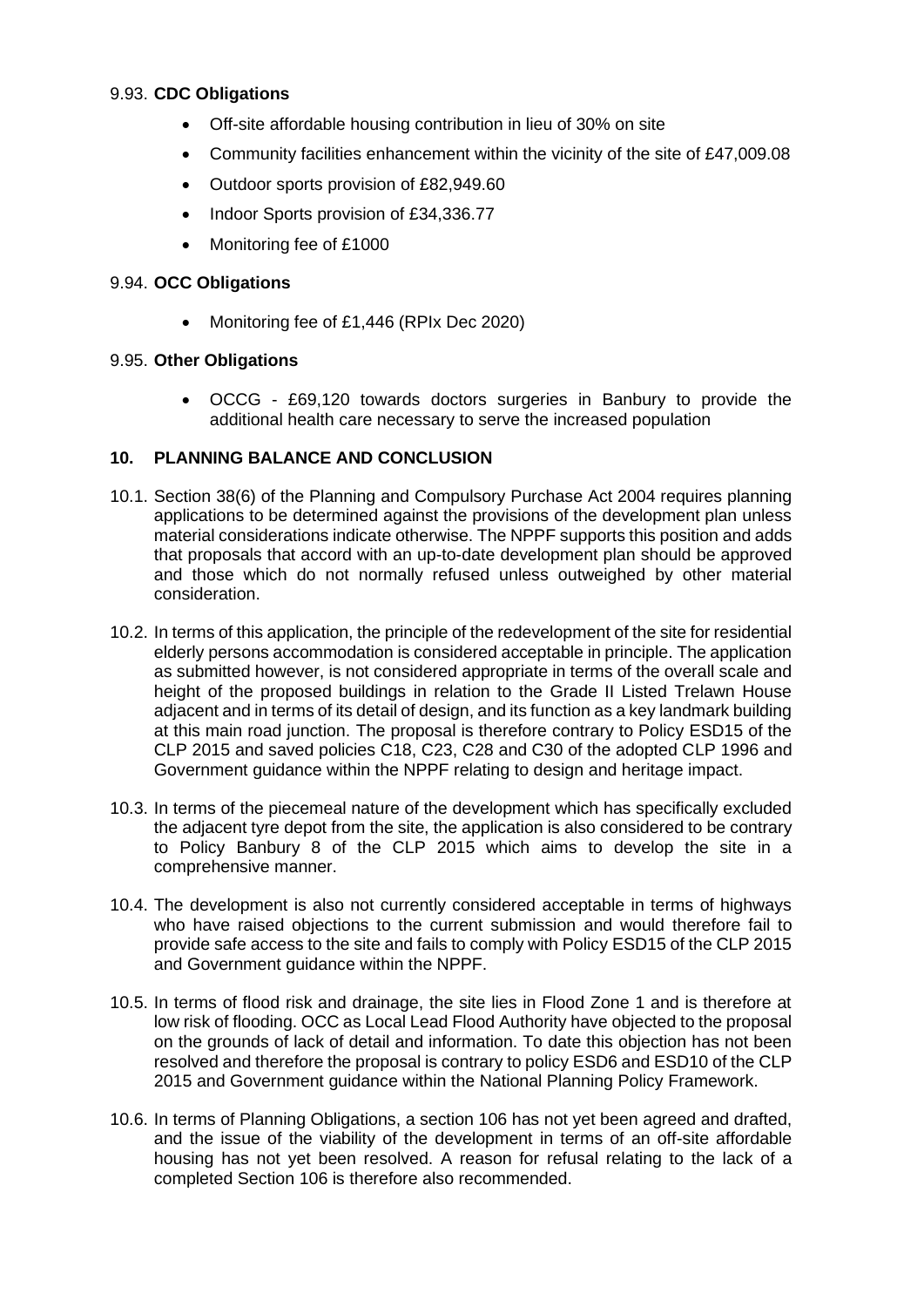9.93. **CDC Obligations**

- Off-site affordable housing contribution in lieu of 30% on site
- Community facilities enhancement within the vicinity of the site of £47,009.08
- Outdoor sports provision of £82,949.60
- Indoor Sports provision of £34,336.77
- Monitoring fee of £1000

9.94. **OCC Obligations**

- Monitoring fee of £1,446 (RPIx Dec 2020)

9.95. **Other Obligations**

- OCCG - £69,120 towards doctors surgeries in Banbury to provide the additional health care necessary to serve the increased population

## 10. PLANNING BALANCE AND CONCLUSION

10.1. Section 38(6) of the Planning and Compulsory Purchase Act 2004 requires planning applications to be determined against the provisions of the development plan unless material considerations indicate otherwise. The NPPF supports this position and adds that proposals that accord with an up-to-date development plan should be approved and those which do not normally refused unless outweighed by other material consideration.

10.2. In terms of this application, the principle of the redevelopment of the site for residential elderly persons accommodation is considered acceptable in principle. The application as submitted however, is not considered appropriate in terms of the overall scale and height of the proposed buildings in relation to the Grade II Listed Trelawn House adjacent and in terms of its detail of design, and its function as a key landmark building at this main road junction. The proposal is therefore contrary to Policy ESD15 of the CLP 2015 and saved policies C18, C23, C28 and C30 of the adopted CLP 1996 and Government guidance within the NPPF relating to design and heritage impact.

10.3. In terms of the piecemeal nature of the development which has specifically excluded the adjacent tyre depot from the site, the application is also considered to be contrary to Policy Banbury 8 of the CLP 2015 which aims to develop the site in a comprehensive manner.

10.4. The development is also not currently considered acceptable in terms of highways who have raised objections to the current submission and would therefore fail to provide safe access to the site and fails to comply with Policy ESD15 of the CLP 2015 and Government guidance within the NPPF.

10.5. In terms of flood risk and drainage, the site lies in Flood Zone 1 and is therefore at low risk of flooding. OCC as Local Lead Flood Authority have objected to the proposal on the grounds of lack of detail and information. To date this objection has not been resolved and therefore the proposal is contrary to policy ESD6 and ESD10 of the CLP 2015 and Government guidance within the National Planning Policy Framework.

10.6. In terms of Planning Obligations, a section 106 has not yet been agreed and drafted, and the issue of the viability of the development in terms of an off-site affordable housing has not yet been resolved. A reason for refusal relating to the lack of a completed Section 106 is therefore also recommended.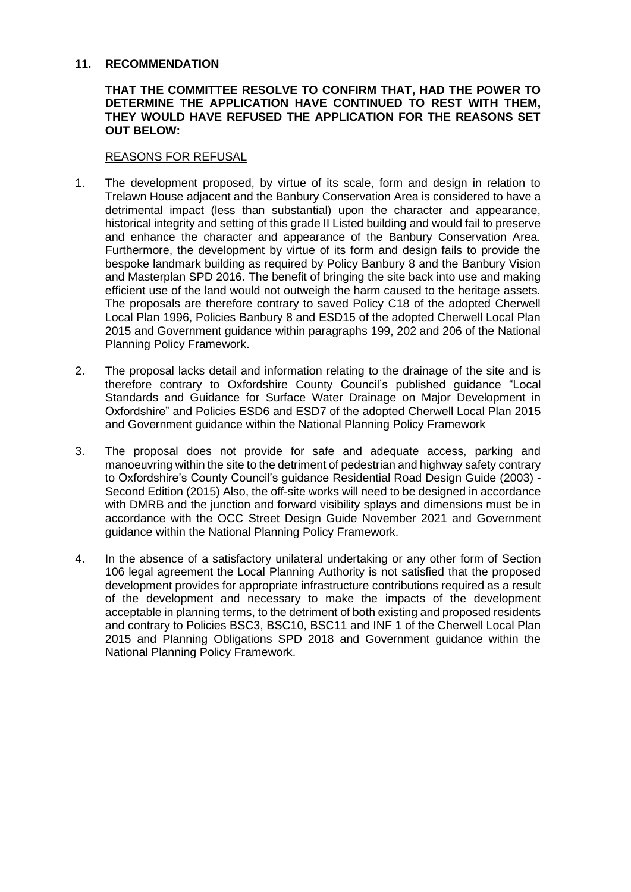## 11. RECOMMENDATION

**THAT THE COMMITTEE RESOLVE TO CONFIRM THAT, HAD THE POWER TO DETERMINE THE APPLICATION HAVE CONTINUED TO REST WITH THEM, THEY WOULD HAVE REFUSED THE APPLICATION FOR THE REASONS SET OUT BELOW:**

REASONS FOR REFUSAL

1. The development proposed, by virtue of its scale, form and design in relation to Trelawn House adjacent and the Banbury Conservation Area is considered to have a detrimental impact (less than substantial) upon the character and appearance, historical integrity and setting of this grade II Listed building and would fail to preserve and enhance the character and appearance of the Banbury Conservation Area. Furthermore, the development by virtue of its form and design fails to provide the bespoke landmark building as required by Policy Banbury 8 and the Banbury Vision and Masterplan SPD 2016. The benefit of bringing the site back into use and making efficient use of the land would not outweigh the harm caused to the heritage assets. The proposals are therefore contrary to saved Policy C18 of the adopted Cherwell Local Plan 1996, Policies Banbury 8 and ESD15 of the adopted Cherwell Local Plan 2015 and Government guidance within paragraphs 199, 202 and 206 of the National Planning Policy Framework.

2. The proposal lacks detail and information relating to the drainage of the site and is therefore contrary to Oxfordshire County Council's published guidance "Local Standards and Guidance for Surface Water Drainage on Major Development in Oxfordshire" and Policies ESD6 and ESD7 of the adopted Cherwell Local Plan 2015 and Government guidance within the National Planning Policy Framework

3. The proposal does not provide for safe and adequate access, parking and manoeuvring within the site to the detriment of pedestrian and highway safety contrary to Oxfordshire's County Council's guidance Residential Road Design Guide (2003) - Second Edition (2015) Also, the off-site works will need to be designed in accordance with DMRB and the junction and forward visibility splays and dimensions must be in accordance with the OCC Street Design Guide November 2021 and Government guidance within the National Planning Policy Framework.

4. In the absence of a satisfactory unilateral undertaking or any other form of Section 106 legal agreement the Local Planning Authority is not satisfied that the proposed development provides for appropriate infrastructure contributions required as a result of the development and necessary to make the impacts of the development acceptable in planning terms, to the detriment of both existing and proposed residents and contrary to Policies BSC3, BSC10, BSC11 and INF 1 of the Cherwell Local Plan 2015 and Planning Obligations SPD 2018 and Government guidance within the National Planning Policy Framework.